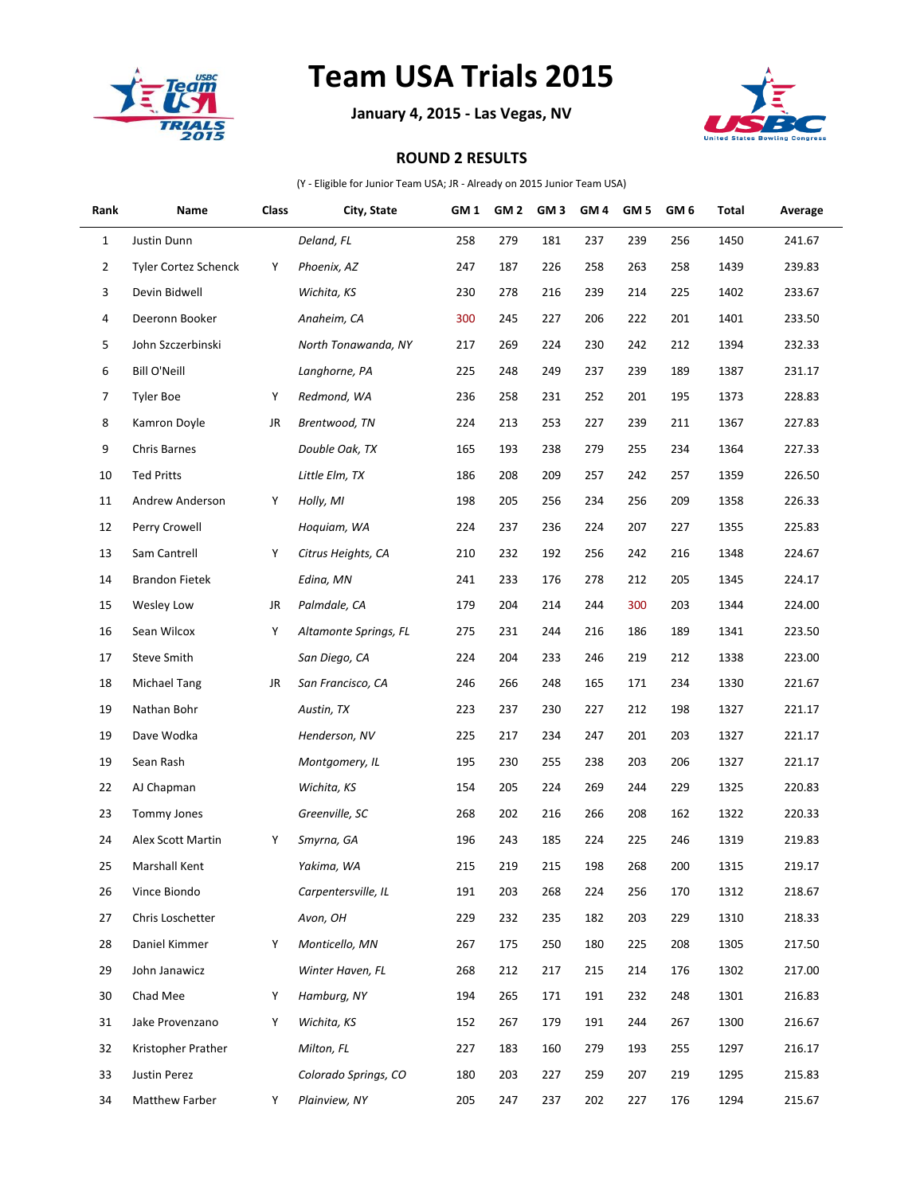# Team USA Trials 2015

**January 4, 2015 - Las Vegas, NV**

**ROUND 2 RESULTS**

(Y - Eligible for Junior Team USA; JR - Already on 2015 Junior Team USA)

| Rank | Name | Class | City, State | GM 1 | GM 2 | GM 3 | GM 4 | GM 5 | GM 6 | Total | Average |
|---|---|---|---|---|---|---|---|---|---|---|---|
| 1 | Justin Dunn | | *Deland, FL* | 258 | 279 | 181 | 237 | 239 | 256 | 1450 | 241.67 |
| 2 | Tyler Cortez Schenck | Y | *Phoenix, AZ* | 247 | 187 | 226 | 258 | 263 | 258 | 1439 | 239.83 |
| 3 | Devin Bidwell | | *Wichita, KS* | 230 | 278 | 216 | 239 | 214 | 225 | 1402 | 233.67 |
| 4 | Deeronn Booker | | *Anaheim, CA* | 300 | 245 | 227 | 206 | 222 | 201 | 1401 | 233.50 |
| 5 | John Szczerbinski | | *North Tonawanda, NY* | 217 | 269 | 224 | 230 | 242 | 212 | 1394 | 232.33 |
| 6 | Bill O'Neill | | *Langhorne, PA* | 225 | 248 | 249 | 237 | 239 | 189 | 1387 | 231.17 |
| 7 | Tyler Boe | Y | *Redmond, WA* | 236 | 258 | 231 | 252 | 201 | 195 | 1373 | 228.83 |
| 8 | Kamron Doyle | JR | *Brentwood, TN* | 224 | 213 | 253 | 227 | 239 | 211 | 1367 | 227.83 |
| 9 | Chris Barnes | | *Double Oak, TX* | 165 | 193 | 238 | 279 | 255 | 234 | 1364 | 227.33 |
| 10 | Ted Pritts | | *Little Elm, TX* | 186 | 208 | 209 | 257 | 242 | 257 | 1359 | 226.50 |
| 11 | Andrew Anderson | Y | *Holly, MI* | 198 | 205 | 256 | 234 | 256 | 209 | 1358 | 226.33 |
| 12 | Perry Crowell | | *Hoquiam, WA* | 224 | 237 | 236 | 224 | 207 | 227 | 1355 | 225.83 |
| 13 | Sam Cantrell | Y | *Citrus Heights, CA* | 210 | 232 | 192 | 256 | 242 | 216 | 1348 | 224.67 |
| 14 | Brandon Fietek | | *Edina, MN* | 241 | 233 | 176 | 278 | 212 | 205 | 1345 | 224.17 |
| 15 | Wesley Low | JR | *Palmdale, CA* | 179 | 204 | 214 | 244 | 300 | 203 | 1344 | 224.00 |
| 16 | Sean Wilcox | Y | *Altamonte Springs, FL* | 275 | 231 | 244 | 216 | 186 | 189 | 1341 | 223.50 |
| 17 | Steve Smith | | *San Diego, CA* | 224 | 204 | 233 | 246 | 219 | 212 | 1338 | 223.00 |
| 18 | Michael Tang | JR | *San Francisco, CA* | 246 | 266 | 248 | 165 | 171 | 234 | 1330 | 221.67 |
| 19 | Nathan Bohr | | *Austin, TX* | 223 | 237 | 230 | 227 | 212 | 198 | 1327 | 221.17 |
| 19 | Dave Wodka | | *Henderson, NV* | 225 | 217 | 234 | 247 | 201 | 203 | 1327 | 221.17 |
| 19 | Sean Rash | | *Montgomery, IL* | 195 | 230 | 255 | 238 | 203 | 206 | 1327 | 221.17 |
| 22 | AJ Chapman | | *Wichita, KS* | 154 | 205 | 224 | 269 | 244 | 229 | 1325 | 220.83 |
| 23 | Tommy Jones | | *Greenville, SC* | 268 | 202 | 216 | 266 | 208 | 162 | 1322 | 220.33 |
| 24 | Alex Scott Martin | Y | *Smyrna, GA* | 196 | 243 | 185 | 224 | 225 | 246 | 1319 | 219.83 |
| 25 | Marshall Kent | | *Yakima, WA* | 215 | 219 | 215 | 198 | 268 | 200 | 1315 | 219.17 |
| 26 | Vince Biondo | | *Carpentersville, IL* | 191 | 203 | 268 | 224 | 256 | 170 | 1312 | 218.67 |
| 27 | Chris Loschetter | | *Avon, OH* | 229 | 232 | 235 | 182 | 203 | 229 | 1310 | 218.33 |
| 28 | Daniel Kimmer | Y | *Monticello, MN* | 267 | 175 | 250 | 180 | 225 | 208 | 1305 | 217.50 |
| 29 | John Janawicz | | *Winter Haven, FL* | 268 | 212 | 217 | 215 | 214 | 176 | 1302 | 217.00 |
| 30 | Chad Mee | Y | *Hamburg, NY* | 194 | 265 | 171 | 191 | 232 | 248 | 1301 | 216.83 |
| 31 | Jake Provenzano | Y | *Wichita, KS* | 152 | 267 | 179 | 191 | 244 | 267 | 1300 | 216.67 |
| 32 | Kristopher Prather | | *Milton, FL* | 227 | 183 | 160 | 279 | 193 | 255 | 1297 | 216.17 |
| 33 | Justin Perez | | *Colorado Springs, CO* | 180 | 203 | 227 | 259 | 207 | 219 | 1295 | 215.83 |
| 34 | Matthew Farber | Y | *Plainview, NY* | 205 | 247 | 237 | 202 | 227 | 176 | 1294 | 215.67 |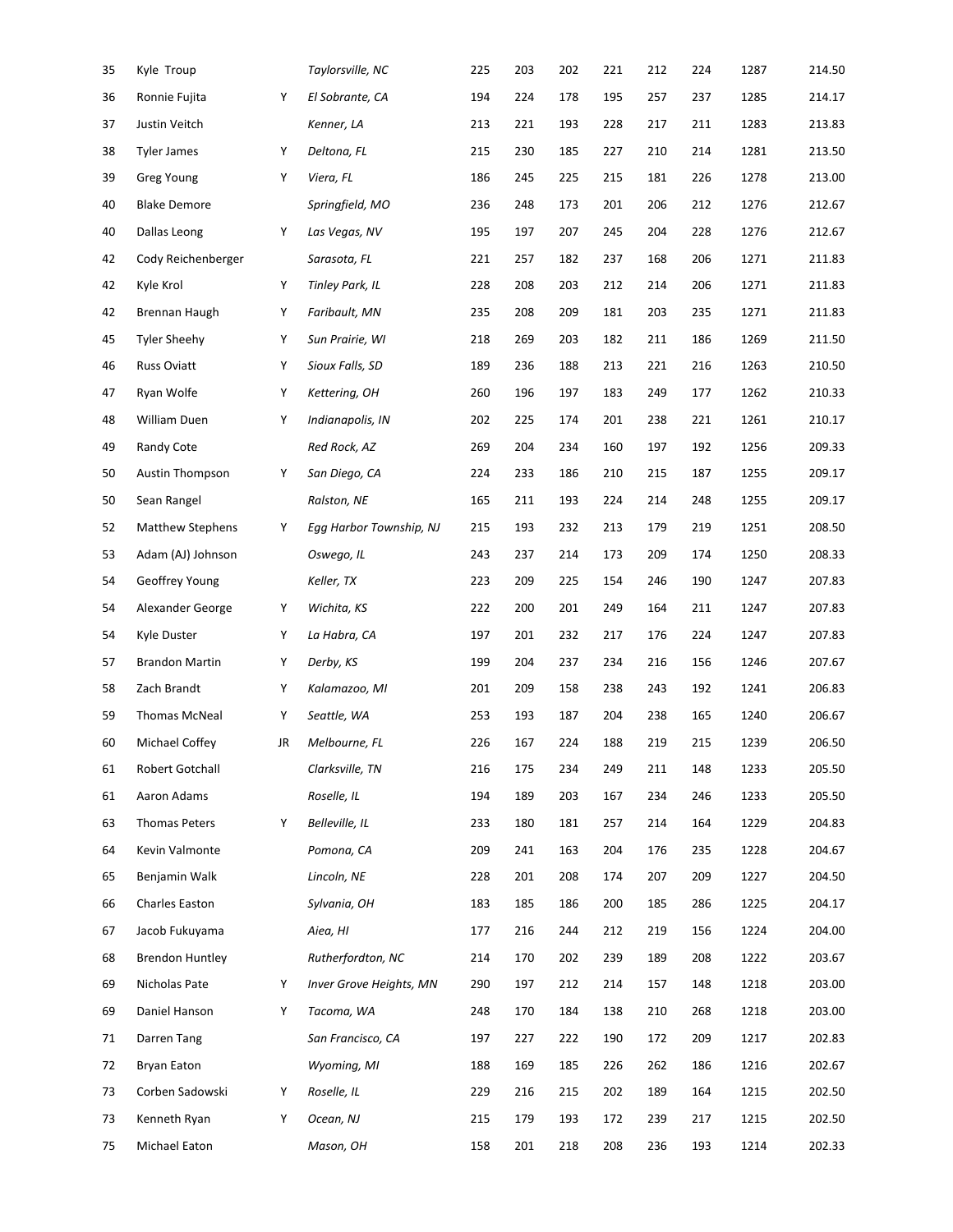| | | | | | | | | | | | |
|---|---|---|---|---|---|---|---|---|---|---|---|
| 35 | Kyle Troup | | *Taylorsville, NC* | 225 | 203 | 202 | 221 | 212 | 224 | 1287 | 214.50 |
| 36 | Ronnie Fujita | Y | *El Sobrante, CA* | 194 | 224 | 178 | 195 | 257 | 237 | 1285 | 214.17 |
| 37 | Justin Veitch | | *Kenner, LA* | 213 | 221 | 193 | 228 | 217 | 211 | 1283 | 213.83 |
| 38 | Tyler James | Y | *Deltona, FL* | 215 | 230 | 185 | 227 | 210 | 214 | 1281 | 213.50 |
| 39 | Greg Young | Y | *Viera, FL* | 186 | 245 | 225 | 215 | 181 | 226 | 1278 | 213.00 |
| 40 | Blake Demore | | *Springfield, MO* | 236 | 248 | 173 | 201 | 206 | 212 | 1276 | 212.67 |
| 40 | Dallas Leong | Y | *Las Vegas, NV* | 195 | 197 | 207 | 245 | 204 | 228 | 1276 | 212.67 |
| 42 | Cody Reichenberger | | *Sarasota, FL* | 221 | 257 | 182 | 237 | 168 | 206 | 1271 | 211.83 |
| 42 | Kyle Krol | Y | *Tinley Park, IL* | 228 | 208 | 203 | 212 | 214 | 206 | 1271 | 211.83 |
| 42 | Brennan Haugh | Y | *Faribault, MN* | 235 | 208 | 209 | 181 | 203 | 235 | 1271 | 211.83 |
| 45 | Tyler Sheehy | Y | *Sun Prairie, WI* | 218 | 269 | 203 | 182 | 211 | 186 | 1269 | 211.50 |
| 46 | Russ Oviatt | Y | *Sioux Falls, SD* | 189 | 236 | 188 | 213 | 221 | 216 | 1263 | 210.50 |
| 47 | Ryan Wolfe | Y | *Kettering, OH* | 260 | 196 | 197 | 183 | 249 | 177 | 1262 | 210.33 |
| 48 | William Duen | Y | *Indianapolis, IN* | 202 | 225 | 174 | 201 | 238 | 221 | 1261 | 210.17 |
| 49 | Randy Cote | | *Red Rock, AZ* | 269 | 204 | 234 | 160 | 197 | 192 | 1256 | 209.33 |
| 50 | Austin Thompson | Y | *San Diego, CA* | 224 | 233 | 186 | 210 | 215 | 187 | 1255 | 209.17 |
| 50 | Sean Rangel | | *Ralston, NE* | 165 | 211 | 193 | 224 | 214 | 248 | 1255 | 209.17 |
| 52 | Matthew Stephens | Y | *Egg Harbor Township, NJ* | 215 | 193 | 232 | 213 | 179 | 219 | 1251 | 208.50 |
| 53 | Adam (AJ) Johnson | | *Oswego, IL* | 243 | 237 | 214 | 173 | 209 | 174 | 1250 | 208.33 |
| 54 | Geoffrey Young | | *Keller, TX* | 223 | 209 | 225 | 154 | 246 | 190 | 1247 | 207.83 |
| 54 | Alexander George | Y | *Wichita, KS* | 222 | 200 | 201 | 249 | 164 | 211 | 1247 | 207.83 |
| 54 | Kyle Duster | Y | *La Habra, CA* | 197 | 201 | 232 | 217 | 176 | 224 | 1247 | 207.83 |
| 57 | Brandon Martin | Y | *Derby, KS* | 199 | 204 | 237 | 234 | 216 | 156 | 1246 | 207.67 |
| 58 | Zach Brandt | Y | *Kalamazoo, MI* | 201 | 209 | 158 | 238 | 243 | 192 | 1241 | 206.83 |
| 59 | Thomas McNeal | Y | *Seattle, WA* | 253 | 193 | 187 | 204 | 238 | 165 | 1240 | 206.67 |
| 60 | Michael Coffey | JR | *Melbourne, FL* | 226 | 167 | 224 | 188 | 219 | 215 | 1239 | 206.50 |
| 61 | Robert Gotchall | | *Clarksville, TN* | 216 | 175 | 234 | 249 | 211 | 148 | 1233 | 205.50 |
| 61 | Aaron Adams | | *Roselle, IL* | 194 | 189 | 203 | 167 | 234 | 246 | 1233 | 205.50 |
| 63 | Thomas Peters | Y | *Belleville, IL* | 233 | 180 | 181 | 257 | 214 | 164 | 1229 | 204.83 |
| 64 | Kevin Valmonte | | *Pomona, CA* | 209 | 241 | 163 | 204 | 176 | 235 | 1228 | 204.67 |
| 65 | Benjamin Walk | | *Lincoln, NE* | 228 | 201 | 208 | 174 | 207 | 209 | 1227 | 204.50 |
| 66 | Charles Easton | | *Sylvania, OH* | 183 | 185 | 186 | 200 | 185 | 286 | 1225 | 204.17 |
| 67 | Jacob Fukuyama | | *Aiea, HI* | 177 | 216 | 244 | 212 | 219 | 156 | 1224 | 204.00 |
| 68 | Brendon Huntley | | *Rutherfordton, NC* | 214 | 170 | 202 | 239 | 189 | 208 | 1222 | 203.67 |
| 69 | Nicholas Pate | Y | *Inver Grove Heights, MN* | 290 | 197 | 212 | 214 | 157 | 148 | 1218 | 203.00 |
| 69 | Daniel Hanson | Y | *Tacoma, WA* | 248 | 170 | 184 | 138 | 210 | 268 | 1218 | 203.00 |
| 71 | Darren Tang | | *San Francisco, CA* | 197 | 227 | 222 | 190 | 172 | 209 | 1217 | 202.83 |
| 72 | Bryan Eaton | | *Wyoming, MI* | 188 | 169 | 185 | 226 | 262 | 186 | 1216 | 202.67 |
| 73 | Corben Sadowski | Y | *Roselle, IL* | 229 | 216 | 215 | 202 | 189 | 164 | 1215 | 202.50 |
| 73 | Kenneth Ryan | Y | *Ocean, NJ* | 215 | 179 | 193 | 172 | 239 | 217 | 1215 | 202.50 |
| 75 | Michael Eaton | | *Mason, OH* | 158 | 201 | 218 | 208 | 236 | 193 | 1214 | 202.33 |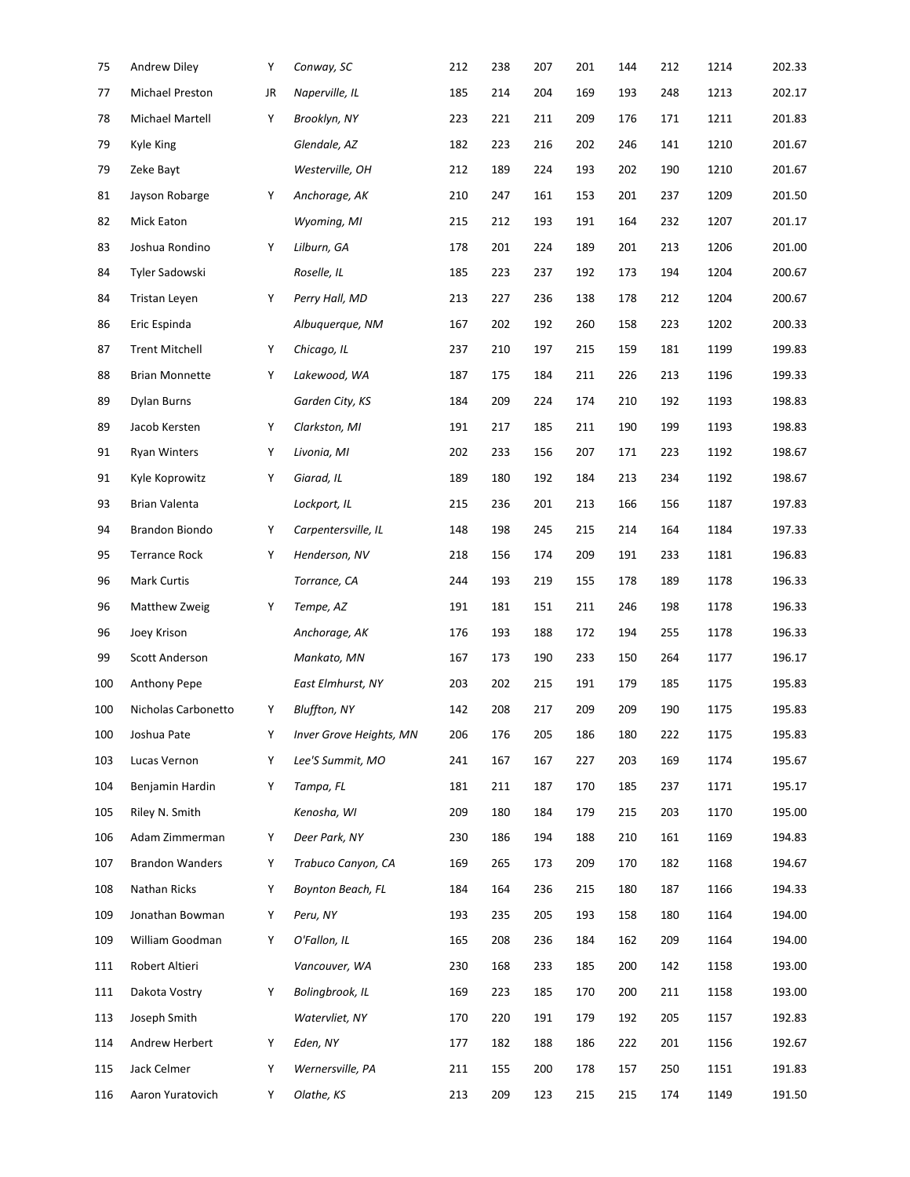| | | | | | | | | | | | |
|---|---|---|---|---|---|---|---|---|---|---|---|
| 75 | Andrew Diley | Y | *Conway, SC* | 212 | 238 | 207 | 201 | 144 | 212 | 1214 | 202.33 |
| 77 | Michael Preston | JR | *Naperville, IL* | 185 | 214 | 204 | 169 | 193 | 248 | 1213 | 202.17 |
| 78 | Michael Martell | Y | *Brooklyn, NY* | 223 | 221 | 211 | 209 | 176 | 171 | 1211 | 201.83 |
| 79 | Kyle King | | *Glendale, AZ* | 182 | 223 | 216 | 202 | 246 | 141 | 1210 | 201.67 |
| 79 | Zeke Bayt | | *Westerville, OH* | 212 | 189 | 224 | 193 | 202 | 190 | 1210 | 201.67 |
| 81 | Jayson Robarge | Y | *Anchorage, AK* | 210 | 247 | 161 | 153 | 201 | 237 | 1209 | 201.50 |
| 82 | Mick Eaton | | *Wyoming, MI* | 215 | 212 | 193 | 191 | 164 | 232 | 1207 | 201.17 |
| 83 | Joshua Rondino | Y | *Lilburn, GA* | 178 | 201 | 224 | 189 | 201 | 213 | 1206 | 201.00 |
| 84 | Tyler Sadowski | | *Roselle, IL* | 185 | 223 | 237 | 192 | 173 | 194 | 1204 | 200.67 |
| 84 | Tristan Leyen | Y | *Perry Hall, MD* | 213 | 227 | 236 | 138 | 178 | 212 | 1204 | 200.67 |
| 86 | Eric Espinda | | *Albuquerque, NM* | 167 | 202 | 192 | 260 | 158 | 223 | 1202 | 200.33 |
| 87 | Trent Mitchell | Y | *Chicago, IL* | 237 | 210 | 197 | 215 | 159 | 181 | 1199 | 199.83 |
| 88 | Brian Monnette | Y | *Lakewood, WA* | 187 | 175 | 184 | 211 | 226 | 213 | 1196 | 199.33 |
| 89 | Dylan Burns | | *Garden City, KS* | 184 | 209 | 224 | 174 | 210 | 192 | 1193 | 198.83 |
| 89 | Jacob Kersten | Y | *Clarkston, MI* | 191 | 217 | 185 | 211 | 190 | 199 | 1193 | 198.83 |
| 91 | Ryan Winters | Y | *Livonia, MI* | 202 | 233 | 156 | 207 | 171 | 223 | 1192 | 198.67 |
| 91 | Kyle Koprowitz | Y | *Giarad, IL* | 189 | 180 | 192 | 184 | 213 | 234 | 1192 | 198.67 |
| 93 | Brian Valenta | | *Lockport, IL* | 215 | 236 | 201 | 213 | 166 | 156 | 1187 | 197.83 |
| 94 | Brandon Biondo | Y | *Carpentersville, IL* | 148 | 198 | 245 | 215 | 214 | 164 | 1184 | 197.33 |
| 95 | Terrance Rock | Y | *Henderson, NV* | 218 | 156 | 174 | 209 | 191 | 233 | 1181 | 196.83 |
| 96 | Mark Curtis | | *Torrance, CA* | 244 | 193 | 219 | 155 | 178 | 189 | 1178 | 196.33 |
| 96 | Matthew Zweig | Y | *Tempe, AZ* | 191 | 181 | 151 | 211 | 246 | 198 | 1178 | 196.33 |
| 96 | Joey Krison | | *Anchorage, AK* | 176 | 193 | 188 | 172 | 194 | 255 | 1178 | 196.33 |
| 99 | Scott Anderson | | *Mankato, MN* | 167 | 173 | 190 | 233 | 150 | 264 | 1177 | 196.17 |
| 100 | Anthony Pepe | | *East Elmhurst, NY* | 203 | 202 | 215 | 191 | 179 | 185 | 1175 | 195.83 |
| 100 | Nicholas Carbonetto | Y | *Bluffton, NY* | 142 | 208 | 217 | 209 | 209 | 190 | 1175 | 195.83 |
| 100 | Joshua Pate | Y | *Inver Grove Heights, MN* | 206 | 176 | 205 | 186 | 180 | 222 | 1175 | 195.83 |
| 103 | Lucas Vernon | Y | *Lee'S Summit, MO* | 241 | 167 | 167 | 227 | 203 | 169 | 1174 | 195.67 |
| 104 | Benjamin Hardin | Y | *Tampa, FL* | 181 | 211 | 187 | 170 | 185 | 237 | 1171 | 195.17 |
| 105 | Riley N. Smith | | *Kenosha, WI* | 209 | 180 | 184 | 179 | 215 | 203 | 1170 | 195.00 |
| 106 | Adam Zimmerman | Y | *Deer Park, NY* | 230 | 186 | 194 | 188 | 210 | 161 | 1169 | 194.83 |
| 107 | Brandon Wanders | Y | *Trabuco Canyon, CA* | 169 | 265 | 173 | 209 | 170 | 182 | 1168 | 194.67 |
| 108 | Nathan Ricks | Y | *Boynton Beach, FL* | 184 | 164 | 236 | 215 | 180 | 187 | 1166 | 194.33 |
| 109 | Jonathan Bowman | Y | *Peru, NY* | 193 | 235 | 205 | 193 | 158 | 180 | 1164 | 194.00 |
| 109 | William Goodman | Y | *O'Fallon, IL* | 165 | 208 | 236 | 184 | 162 | 209 | 1164 | 194.00 |
| 111 | Robert Altieri | | *Vancouver, WA* | 230 | 168 | 233 | 185 | 200 | 142 | 1158 | 193.00 |
| 111 | Dakota Vostry | Y | *Bolingbrook, IL* | 169 | 223 | 185 | 170 | 200 | 211 | 1158 | 193.00 |
| 113 | Joseph Smith | | *Watervliet, NY* | 170 | 220 | 191 | 179 | 192 | 205 | 1157 | 192.83 |
| 114 | Andrew Herbert | Y | *Eden, NY* | 177 | 182 | 188 | 186 | 222 | 201 | 1156 | 192.67 |
| 115 | Jack Celmer | Y | *Wernersville, PA* | 211 | 155 | 200 | 178 | 157 | 250 | 1151 | 191.83 |
| 116 | Aaron Yuratovich | Y | *Olathe, KS* | 213 | 209 | 123 | 215 | 215 | 174 | 1149 | 191.50 |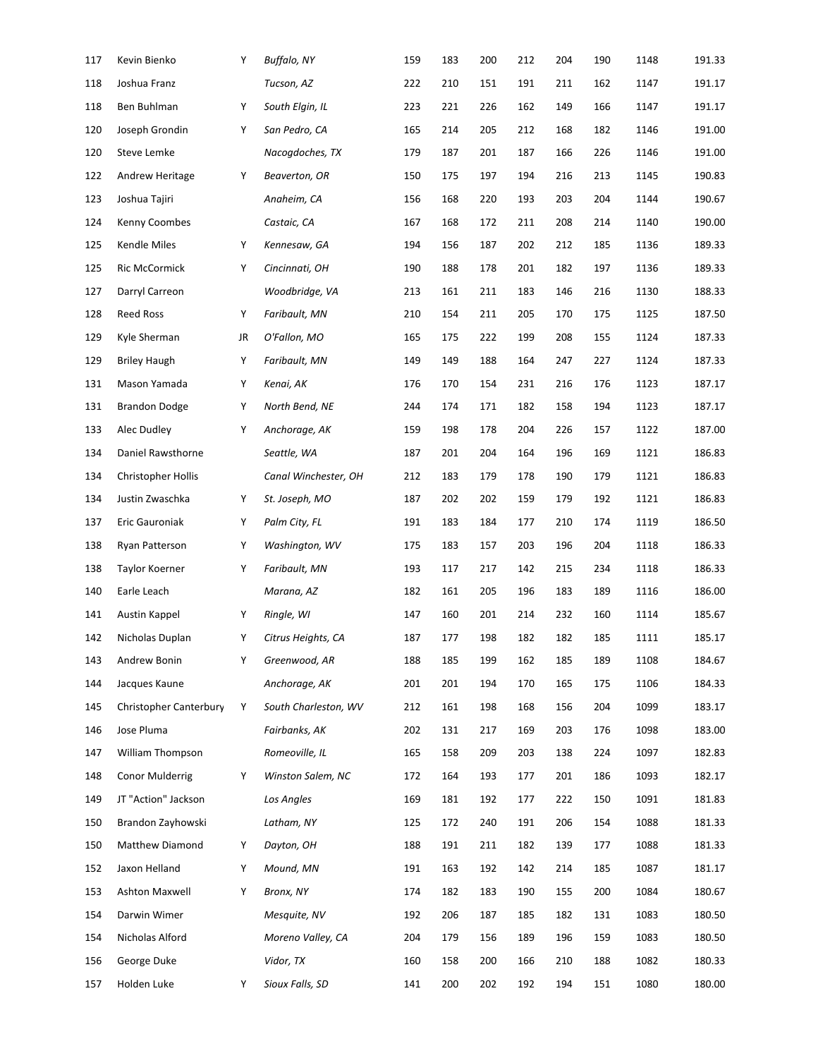| | | | | | | | | | | | |
|---|---|---|---|---|---|---|---|---|---|---|---|
| 117 | Kevin Bienko | Y | *Buffalo, NY* | 159 | 183 | 200 | 212 | 204 | 190 | 1148 | 191.33 |
| 118 | Joshua Franz | | *Tucson, AZ* | 222 | 210 | 151 | 191 | 211 | 162 | 1147 | 191.17 |
| 118 | Ben Buhlman | Y | *South Elgin, IL* | 223 | 221 | 226 | 162 | 149 | 166 | 1147 | 191.17 |
| 120 | Joseph Grondin | Y | *San Pedro, CA* | 165 | 214 | 205 | 212 | 168 | 182 | 1146 | 191.00 |
| 120 | Steve Lemke | | *Nacogdoches, TX* | 179 | 187 | 201 | 187 | 166 | 226 | 1146 | 191.00 |
| 122 | Andrew Heritage | Y | *Beaverton, OR* | 150 | 175 | 197 | 194 | 216 | 213 | 1145 | 190.83 |
| 123 | Joshua Tajiri | | *Anaheim, CA* | 156 | 168 | 220 | 193 | 203 | 204 | 1144 | 190.67 |
| 124 | Kenny Coombes | | *Castaic, CA* | 167 | 168 | 172 | 211 | 208 | 214 | 1140 | 190.00 |
| 125 | Kendle Miles | Y | *Kennesaw, GA* | 194 | 156 | 187 | 202 | 212 | 185 | 1136 | 189.33 |
| 125 | Ric McCormick | Y | *Cincinnati, OH* | 190 | 188 | 178 | 201 | 182 | 197 | 1136 | 189.33 |
| 127 | Darryl Carreon | | *Woodbridge, VA* | 213 | 161 | 211 | 183 | 146 | 216 | 1130 | 188.33 |
| 128 | Reed Ross | Y | *Faribault, MN* | 210 | 154 | 211 | 205 | 170 | 175 | 1125 | 187.50 |
| 129 | Kyle Sherman | JR | *O'Fallon, MO* | 165 | 175 | 222 | 199 | 208 | 155 | 1124 | 187.33 |
| 129 | Briley Haugh | Y | *Faribault, MN* | 149 | 149 | 188 | 164 | 247 | 227 | 1124 | 187.33 |
| 131 | Mason Yamada | Y | *Kenai, AK* | 176 | 170 | 154 | 231 | 216 | 176 | 1123 | 187.17 |
| 131 | Brandon Dodge | Y | *North Bend, NE* | 244 | 174 | 171 | 182 | 158 | 194 | 1123 | 187.17 |
| 133 | Alec Dudley | Y | *Anchorage, AK* | 159 | 198 | 178 | 204 | 226 | 157 | 1122 | 187.00 |
| 134 | Daniel Rawsthorne | | *Seattle, WA* | 187 | 201 | 204 | 164 | 196 | 169 | 1121 | 186.83 |
| 134 | Christopher Hollis | | *Canal Winchester, OH* | 212 | 183 | 179 | 178 | 190 | 179 | 1121 | 186.83 |
| 134 | Justin Zwaschka | Y | *St. Joseph, MO* | 187 | 202 | 202 | 159 | 179 | 192 | 1121 | 186.83 |
| 137 | Eric Gauroniak | Y | *Palm City, FL* | 191 | 183 | 184 | 177 | 210 | 174 | 1119 | 186.50 |
| 138 | Ryan Patterson | Y | *Washington, WV* | 175 | 183 | 157 | 203 | 196 | 204 | 1118 | 186.33 |
| 138 | Taylor Koerner | Y | *Faribault, MN* | 193 | 117 | 217 | 142 | 215 | 234 | 1118 | 186.33 |
| 140 | Earle Leach | | *Marana, AZ* | 182 | 161 | 205 | 196 | 183 | 189 | 1116 | 186.00 |
| 141 | Austin Kappel | Y | *Ringle, WI* | 147 | 160 | 201 | 214 | 232 | 160 | 1114 | 185.67 |
| 142 | Nicholas Duplan | Y | *Citrus Heights, CA* | 187 | 177 | 198 | 182 | 182 | 185 | 1111 | 185.17 |
| 143 | Andrew Bonin | Y | *Greenwood, AR* | 188 | 185 | 199 | 162 | 185 | 189 | 1108 | 184.67 |
| 144 | Jacques Kaune | | *Anchorage, AK* | 201 | 201 | 194 | 170 | 165 | 175 | 1106 | 184.33 |
| 145 | Christopher Canterbury | Y | *South Charleston, WV* | 212 | 161 | 198 | 168 | 156 | 204 | 1099 | 183.17 |
| 146 | Jose Pluma | | *Fairbanks, AK* | 202 | 131 | 217 | 169 | 203 | 176 | 1098 | 183.00 |
| 147 | William Thompson | | *Romeoville, IL* | 165 | 158 | 209 | 203 | 138 | 224 | 1097 | 182.83 |
| 148 | Conor Mulderrig | Y | *Winston Salem, NC* | 172 | 164 | 193 | 177 | 201 | 186 | 1093 | 182.17 |
| 149 | JT "Action" Jackson | | *Los Angles* | 169 | 181 | 192 | 177 | 222 | 150 | 1091 | 181.83 |
| 150 | Brandon Zayhowski | | *Latham, NY* | 125 | 172 | 240 | 191 | 206 | 154 | 1088 | 181.33 |
| 150 | Matthew Diamond | Y | *Dayton, OH* | 188 | 191 | 211 | 182 | 139 | 177 | 1088 | 181.33 |
| 152 | Jaxon Helland | Y | *Mound, MN* | 191 | 163 | 192 | 142 | 214 | 185 | 1087 | 181.17 |
| 153 | Ashton Maxwell | Y | *Bronx, NY* | 174 | 182 | 183 | 190 | 155 | 200 | 1084 | 180.67 |
| 154 | Darwin Wimer | | *Mesquite, NV* | 192 | 206 | 187 | 185 | 182 | 131 | 1083 | 180.50 |
| 154 | Nicholas Alford | | *Moreno Valley, CA* | 204 | 179 | 156 | 189 | 196 | 159 | 1083 | 180.50 |
| 156 | George Duke | | *Vidor, TX* | 160 | 158 | 200 | 166 | 210 | 188 | 1082 | 180.33 |
| 157 | Holden Luke | Y | *Sioux Falls, SD* | 141 | 200 | 202 | 192 | 194 | 151 | 1080 | 180.00 |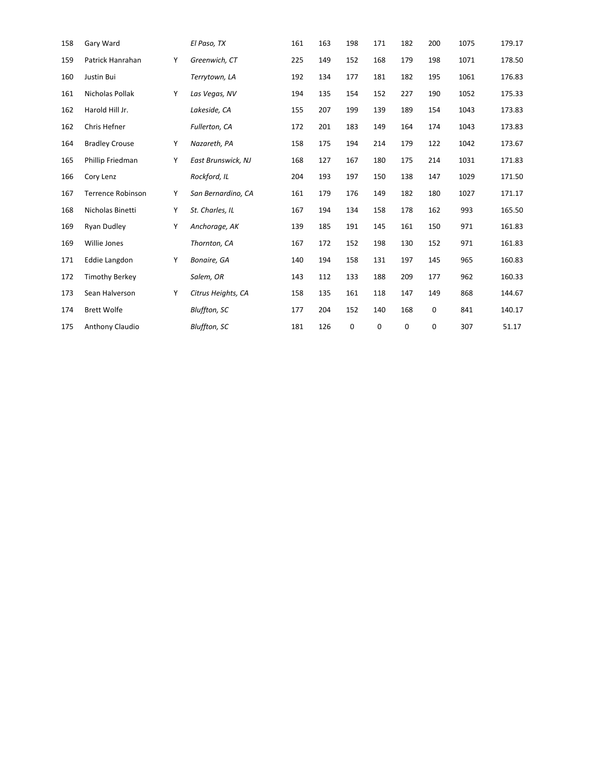| | | | | | | | | | | | |
|---|---|---|---|---|---|---|---|---|---|---|---|
| 158 | Gary Ward | | *El Paso, TX* | 161 | 163 | 198 | 171 | 182 | 200 | 1075 | 179.17 |
| 159 | Patrick Hanrahan | Y | *Greenwich, CT* | 225 | 149 | 152 | 168 | 179 | 198 | 1071 | 178.50 |
| 160 | Justin Bui | | *Terrytown, LA* | 192 | 134 | 177 | 181 | 182 | 195 | 1061 | 176.83 |
| 161 | Nicholas Pollak | Y | *Las Vegas, NV* | 194 | 135 | 154 | 152 | 227 | 190 | 1052 | 175.33 |
| 162 | Harold Hill Jr. | | *Lakeside, CA* | 155 | 207 | 199 | 139 | 189 | 154 | 1043 | 173.83 |
| 162 | Chris Hefner | | *Fullerton, CA* | 172 | 201 | 183 | 149 | 164 | 174 | 1043 | 173.83 |
| 164 | Bradley Crouse | Y | *Nazareth, PA* | 158 | 175 | 194 | 214 | 179 | 122 | 1042 | 173.67 |
| 165 | Phillip Friedman | Y | *East Brunswick, NJ* | 168 | 127 | 167 | 180 | 175 | 214 | 1031 | 171.83 |
| 166 | Cory Lenz | | *Rockford, IL* | 204 | 193 | 197 | 150 | 138 | 147 | 1029 | 171.50 |
| 167 | Terrence Robinson | Y | *San Bernardino, CA* | 161 | 179 | 176 | 149 | 182 | 180 | 1027 | 171.17 |
| 168 | Nicholas Binetti | Y | *St. Charles, IL* | 167 | 194 | 134 | 158 | 178 | 162 | 993 | 165.50 |
| 169 | Ryan Dudley | Y | *Anchorage, AK* | 139 | 185 | 191 | 145 | 161 | 150 | 971 | 161.83 |
| 169 | Willie Jones | | *Thornton, CA* | 167 | 172 | 152 | 198 | 130 | 152 | 971 | 161.83 |
| 171 | Eddie Langdon | Y | *Bonaire, GA* | 140 | 194 | 158 | 131 | 197 | 145 | 965 | 160.83 |
| 172 | Timothy Berkey | | *Salem, OR* | 143 | 112 | 133 | 188 | 209 | 177 | 962 | 160.33 |
| 173 | Sean Halverson | Y | *Citrus Heights, CA* | 158 | 135 | 161 | 118 | 147 | 149 | 868 | 144.67 |
| 174 | Brett Wolfe | | *Bluffton, SC* | 177 | 204 | 152 | 140 | 168 | 0 | 841 | 140.17 |
| 175 | Anthony Claudio | | *Bluffton, SC* | 181 | 126 | 0 | 0 | 0 | 0 | 307 | 51.17 |